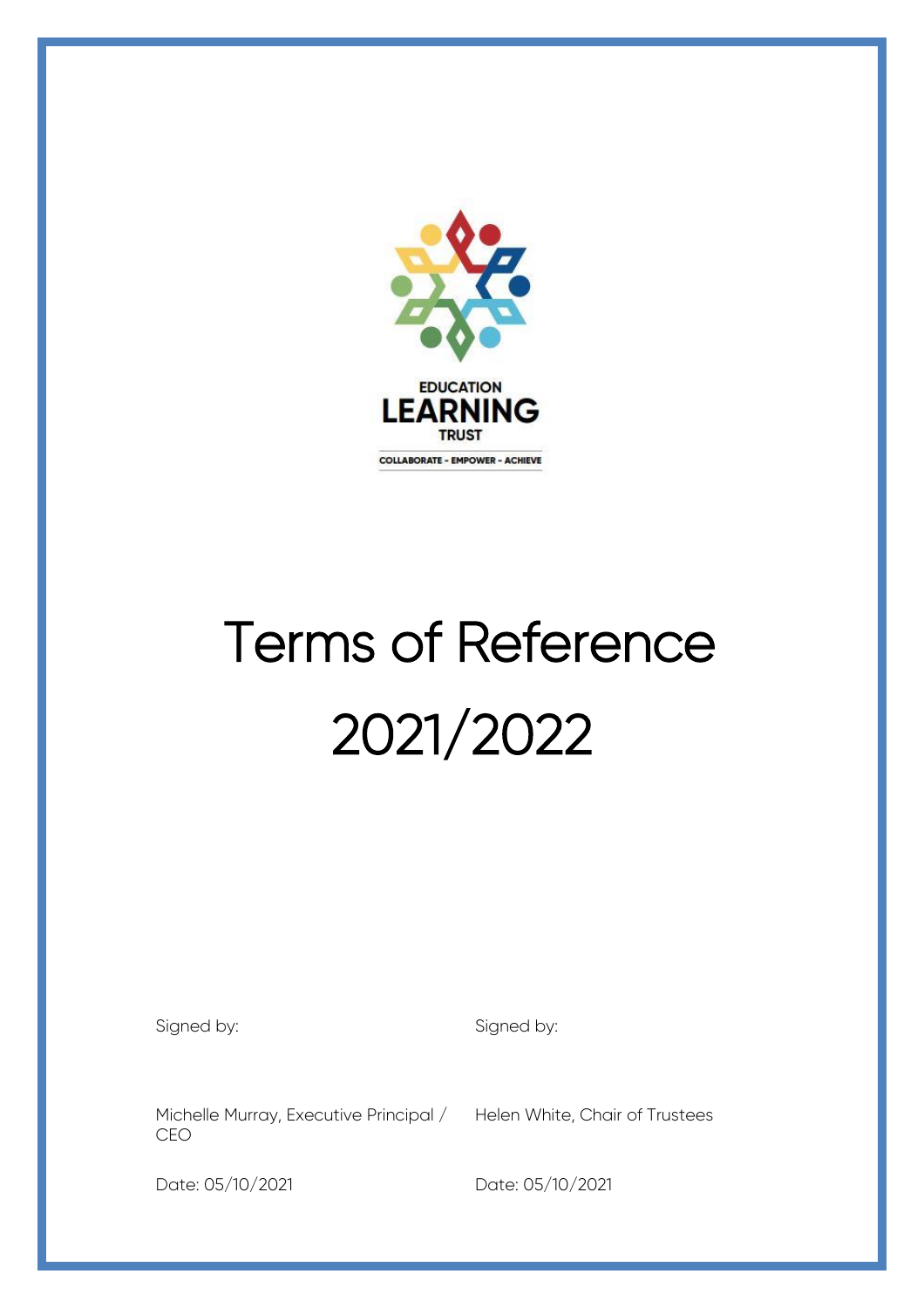EDUCATION LEARNING TRUST

COLLABORATE - EMPOWER - ACHIEVE

# Terms of Reference

# 2021/2022

| Signed by: | Signed by: |
|---|---|
| Michelle Murray, Executive Principal / CEO | Helen White, Chair of Trustees |
| Date: 05/10/2021 | Date: 05/10/2021 |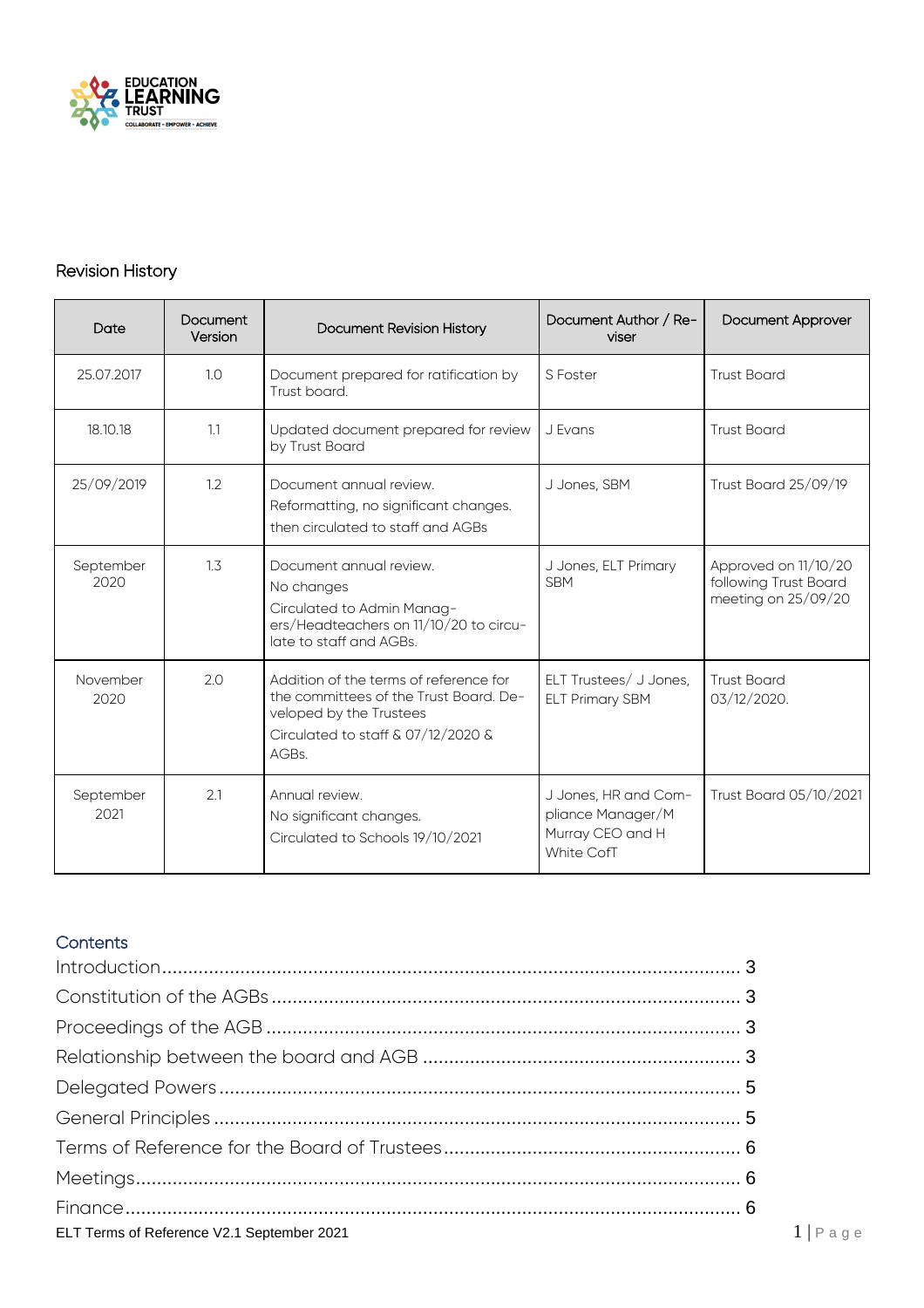## Revision History

| Date | Document Version | Document Revision History | Document Author / Reviser | Document Approver |
|---|---|---|---|---|
| 25.07.2017 | 1.0 | Document prepared for ratification by Trust board. | S Foster | Trust Board |
| 18.10.18 | 1.1 | Updated document prepared for review by Trust Board | J Evans | Trust Board |
| 25/09/2019 | 1.2 | Document annual review. Reformatting, no significant changes. then circulated to staff and AGBs | J Jones, SBM | Trust Board 25/09/19 |
| September 2020 | 1.3 | Document annual review. No changes Circulated to Admin Managers/Headteachers on 11/10/20 to circulate to staff and AGBs. | J Jones, ELT Primary SBM | Approved on 11/10/20 following Trust Board meeting on 25/09/20 |
| November 2020 | 2.0 | Addition of the terms of reference for the committees of the Trust Board. Developed by the Trustees Circulated to staff & 07/12/2020 & AGBs. | ELT Trustees/ J Jones, ELT Primary SBM | Trust Board 03/12/2020. |
| September 2021 | 2.1 | Annual review. No significant changes. Circulated to Schools 19/10/2021 | J Jones, HR and Compliance Manager/M Murray CEO and H White CofT | Trust Board 05/10/2021 |

## Contents

Introduction .... 3
Constitution of the AGBs .... 3
Proceedings of the AGB .... 3
Relationship between the board and AGB .... 3
Delegated Powers .... 5
General Principles .... 5
Terms of Reference for the Board of Trustees .... 6
Meetings .... 6
Finance .... 6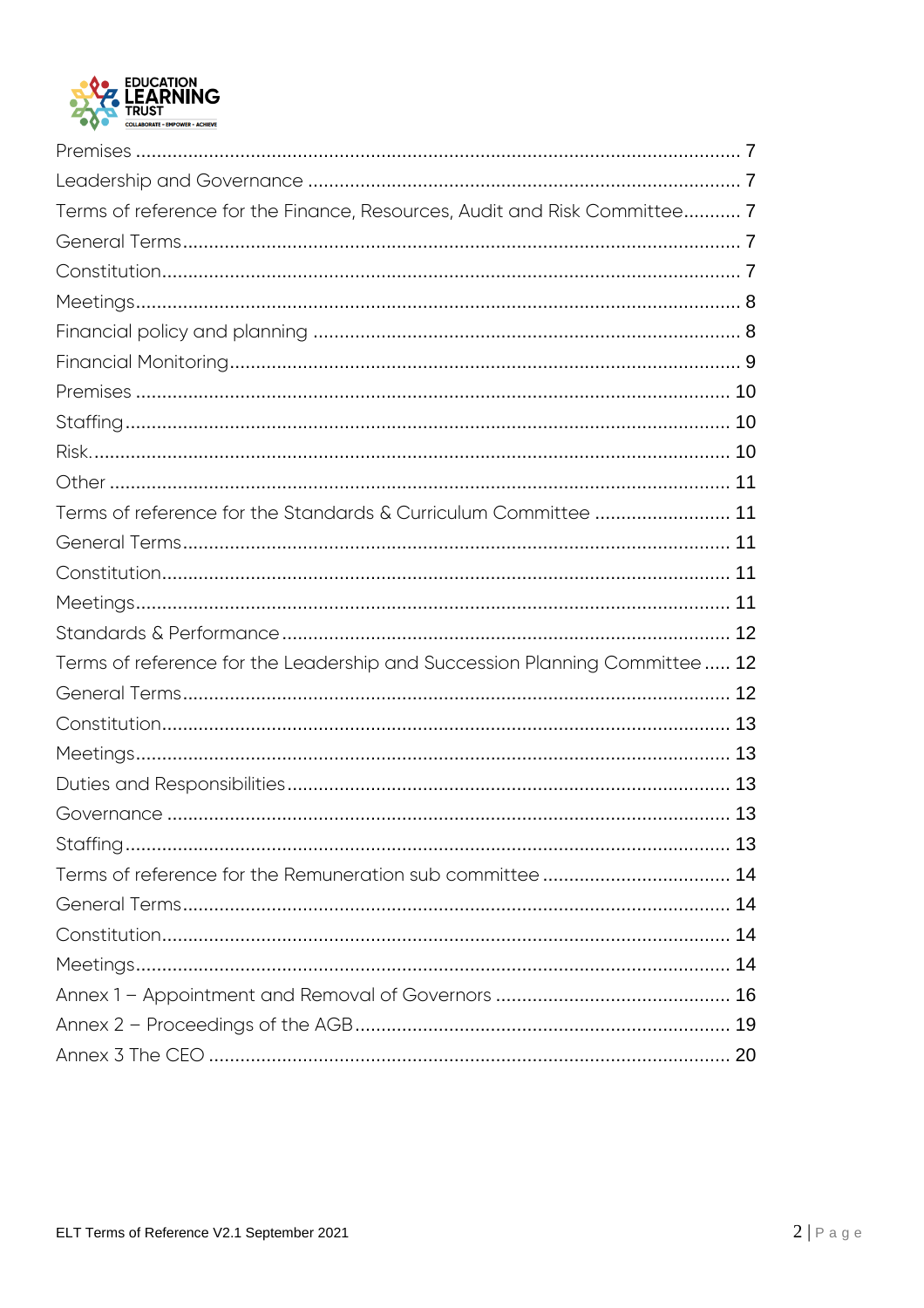Premises ........................................................................................................ 7
Leadership and Governance ........................................................................ 7
Terms of reference for the Finance, Resources, Audit and Risk Committee........... 7
General Terms................................................................................................ 7
Constitution.................................................................................................... 7
Meetings......................................................................................................... 8
Financial policy and planning ....................................................................... 8
Financial Monitoring....................................................................................... 9
Premises ........................................................................................................ 10
Staffing........................................................................................................... 10
Risk................................................................................................................. 10
Other .............................................................................................................. 11
Terms of reference for the Standards & Curriculum Committee ......................... 11
General Terms................................................................................................ 11
Constitution.................................................................................................... 11
Meetings......................................................................................................... 11
Standards & Performance ............................................................................. 12
Terms of reference for the Leadership and Succession Planning Committee ..... 12
General Terms................................................................................................ 12
Constitution.................................................................................................... 13
Meetings......................................................................................................... 13
Duties and Responsibilities............................................................................ 13
Governance .................................................................................................... 13
Staffing........................................................................................................... 13
Terms of reference for the Remuneration sub committee ................................... 14
General Terms................................................................................................ 14
Constitution.................................................................................................... 14
Meetings......................................................................................................... 14
Annex 1 – Appointment and Removal of Governors ............................................ 16
Annex 2 – Proceedings of the AGB...................................................................... 19
Annex 3 The CEO ................................................................................................. 20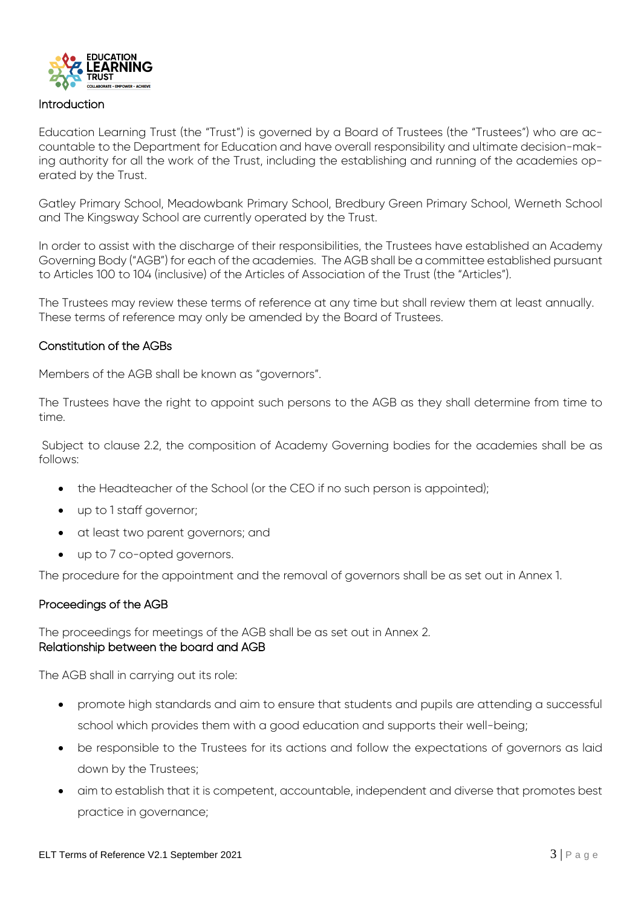## Introduction

Education Learning Trust (the "Trust") is governed by a Board of Trustees (the "Trustees") who are accountable to the Department for Education and have overall responsibility and ultimate decision-making authority for all the work of the Trust, including the establishing and running of the academies operated by the Trust.

Gatley Primary School, Meadowbank Primary School, Bredbury Green Primary School, Werneth School and The Kingsway School are currently operated by the Trust.

In order to assist with the discharge of their responsibilities, the Trustees have established an Academy Governing Body ("AGB") for each of the academies. The AGB shall be a committee established pursuant to Articles 100 to 104 (inclusive) of the Articles of Association of the Trust (the "Articles").

The Trustees may review these terms of reference at any time but shall review them at least annually. These terms of reference may only be amended by the Board of Trustees.

## Constitution of the AGBs

Members of the AGB shall be known as "governors".

The Trustees have the right to appoint such persons to the AGB as they shall determine from time to time.

Subject to clause 2.2, the composition of Academy Governing bodies for the academies shall be as follows:

- the Headteacher of the School (or the CEO if no such person is appointed);
- up to 1 staff governor;
- at least two parent governors; and
- up to 7 co-opted governors.

The procedure for the appointment and the removal of governors shall be as set out in Annex 1.

## Proceedings of the AGB

The proceedings for meetings of the AGB shall be as set out in Annex 2.

## Relationship between the board and AGB

The AGB shall in carrying out its role:

- promote high standards and aim to ensure that students and pupils are attending a successful school which provides them with a good education and supports their well-being;
- be responsible to the Trustees for its actions and follow the expectations of governors as laid down by the Trustees;
- aim to establish that it is competent, accountable, independent and diverse that promotes best practice in governance;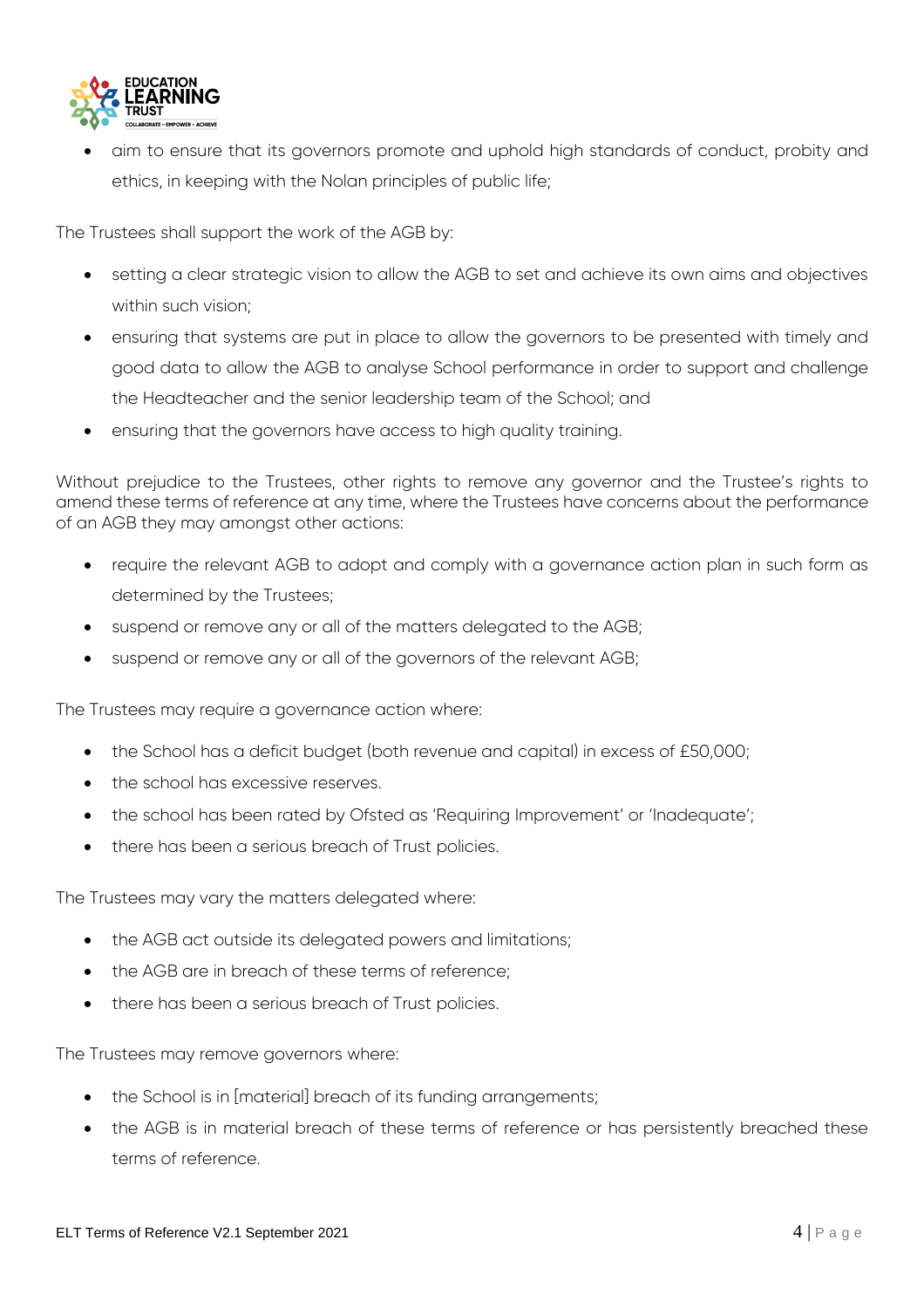- aim to ensure that its governors promote and uphold high standards of conduct, probity and ethics, in keeping with the Nolan principles of public life;

The Trustees shall support the work of the AGB by:

- setting a clear strategic vision to allow the AGB to set and achieve its own aims and objectives within such vision;
- ensuring that systems are put in place to allow the governors to be presented with timely and good data to allow the AGB to analyse School performance in order to support and challenge the Headteacher and the senior leadership team of the School; and
- ensuring that the governors have access to high quality training.

Without prejudice to the Trustees, other rights to remove any governor and the Trustee's rights to amend these terms of reference at any time, where the Trustees have concerns about the performance of an AGB they may amongst other actions:

- require the relevant AGB to adopt and comply with a governance action plan in such form as determined by the Trustees;
- suspend or remove any or all of the matters delegated to the AGB;
- suspend or remove any or all of the governors of the relevant AGB;

The Trustees may require a governance action where:

- the School has a deficit budget (both revenue and capital) in excess of £50,000;
- the school has excessive reserves.
- the school has been rated by Ofsted as 'Requiring Improvement' or 'Inadequate';
- there has been a serious breach of Trust policies.

The Trustees may vary the matters delegated where:

- the AGB act outside its delegated powers and limitations;
- the AGB are in breach of these terms of reference;
- there has been a serious breach of Trust policies.

The Trustees may remove governors where:

- the School is in [material] breach of its funding arrangements;
- the AGB is in material breach of these terms of reference or has persistently breached these terms of reference.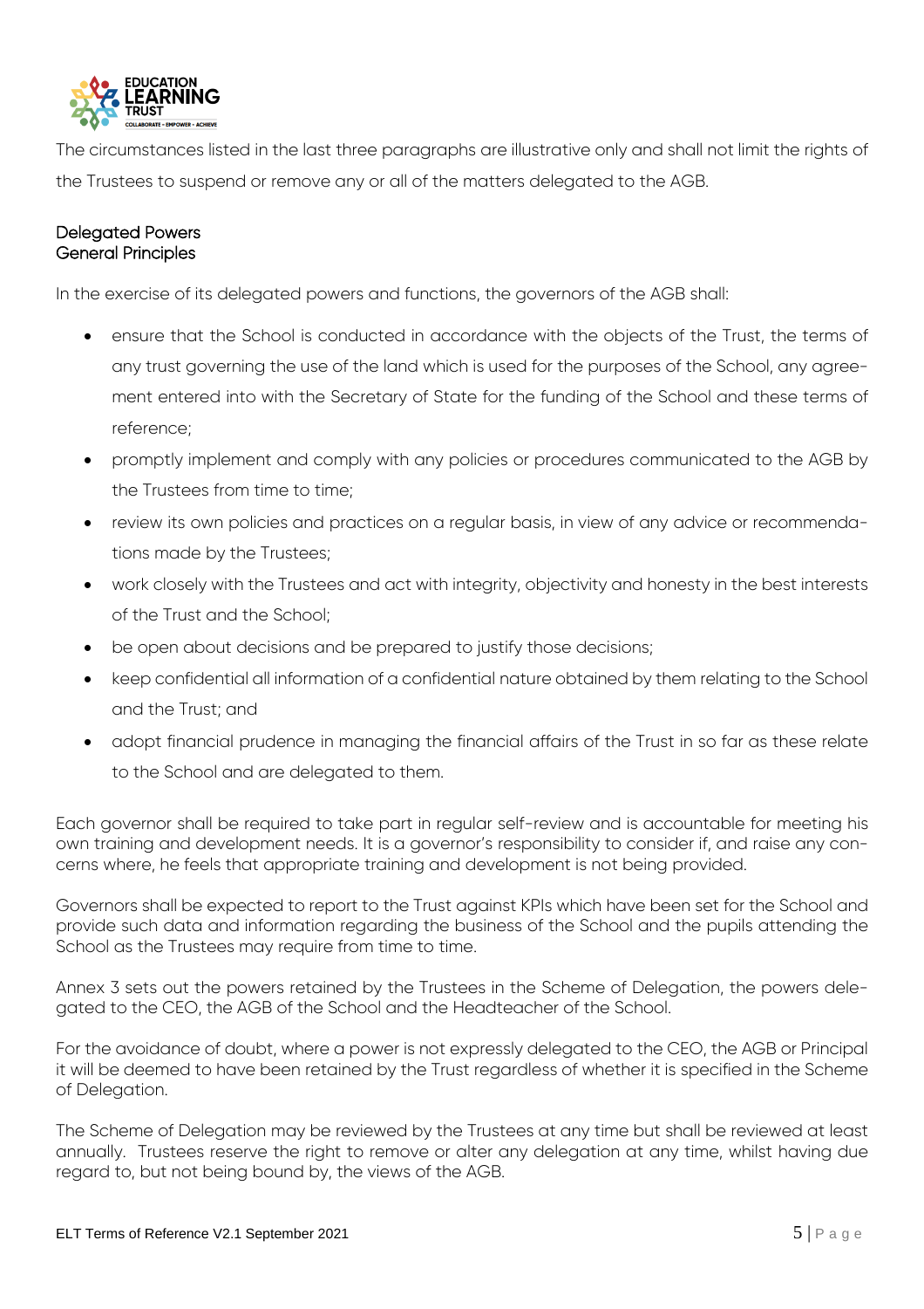The circumstances listed in the last three paragraphs are illustrative only and shall not limit the rights of the Trustees to suspend or remove any or all of the matters delegated to the AGB.

## Delegated Powers

### General Principles

In the exercise of its delegated powers and functions, the governors of the AGB shall:

- ensure that the School is conducted in accordance with the objects of the Trust, the terms of any trust governing the use of the land which is used for the purposes of the School, any agreement entered into with the Secretary of State for the funding of the School and these terms of reference;
- promptly implement and comply with any policies or procedures communicated to the AGB by the Trustees from time to time;
- review its own policies and practices on a regular basis, in view of any advice or recommendations made by the Trustees;
- work closely with the Trustees and act with integrity, objectivity and honesty in the best interests of the Trust and the School;
- be open about decisions and be prepared to justify those decisions;
- keep confidential all information of a confidential nature obtained by them relating to the School and the Trust; and
- adopt financial prudence in managing the financial affairs of the Trust in so far as these relate to the School and are delegated to them.

Each governor shall be required to take part in regular self-review and is accountable for meeting his own training and development needs. It is a governor's responsibility to consider if, and raise any concerns where, he feels that appropriate training and development is not being provided.

Governors shall be expected to report to the Trust against KPIs which have been set for the School and provide such data and information regarding the business of the School and the pupils attending the School as the Trustees may require from time to time.

Annex 3 sets out the powers retained by the Trustees in the Scheme of Delegation, the powers delegated to the CEO, the AGB of the School and the Headteacher of the School.

For the avoidance of doubt, where a power is not expressly delegated to the CEO, the AGB or Principal it will be deemed to have been retained by the Trust regardless of whether it is specified in the Scheme of Delegation.

The Scheme of Delegation may be reviewed by the Trustees at any time but shall be reviewed at least annually. Trustees reserve the right to remove or alter any delegation at any time, whilst having due regard to, but not being bound by, the views of the AGB.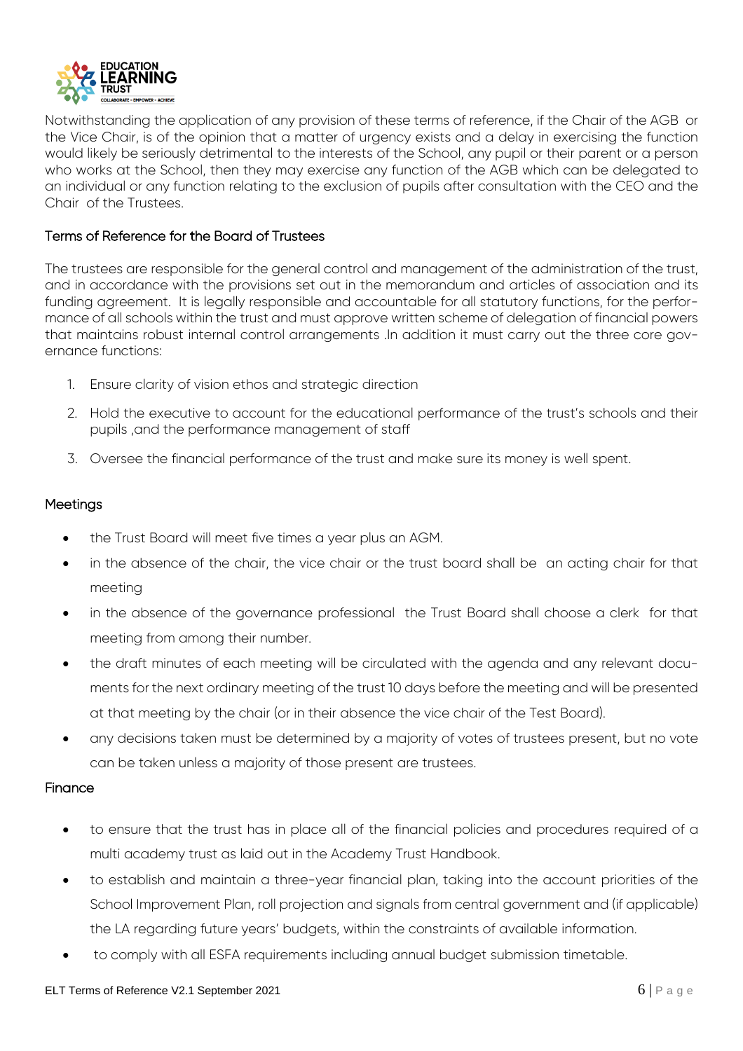Notwithstanding the application of any provision of these terms of reference, if the Chair of the AGB or the Vice Chair, is of the opinion that a matter of urgency exists and a delay in exercising the function would likely be seriously detrimental to the interests of the School, any pupil or their parent or a person who works at the School, then they may exercise any function of the AGB which can be delegated to an individual or any function relating to the exclusion of pupils after consultation with the CEO and the Chair of the Trustees.

## Terms of Reference for the Board of Trustees

The trustees are responsible for the general control and management of the administration of the trust, and in accordance with the provisions set out in the memorandum and articles of association and its funding agreement. It is legally responsible and accountable for all statutory functions, for the performance of all schools within the trust and must approve written scheme of delegation of financial powers that maintains robust internal control arrangements .In addition it must carry out the three core governance functions:

1. Ensure clarity of vision ethos and strategic direction
2. Hold the executive to account for the educational performance of the trust's schools and their pupils ,and the performance management of staff
3. Oversee the financial performance of the trust and make sure its money is well spent.

### Meetings

- the Trust Board will meet five times a year plus an AGM.
- in the absence of the chair, the vice chair or the trust board shall be an acting chair for that meeting
- in the absence of the governance professional the Trust Board shall choose a clerk for that meeting from among their number.
- the draft minutes of each meeting will be circulated with the agenda and any relevant documents for the next ordinary meeting of the trust 10 days before the meeting and will be presented at that meeting by the chair (or in their absence the vice chair of the Test Board).
- any decisions taken must be determined by a majority of votes of trustees present, but no vote can be taken unless a majority of those present are trustees.

### Finance

- to ensure that the trust has in place all of the financial policies and procedures required of a multi academy trust as laid out in the Academy Trust Handbook.
- to establish and maintain a three-year financial plan, taking into the account priorities of the School Improvement Plan, roll projection and signals from central government and (if applicable) the LA regarding future years' budgets, within the constraints of available information.
- to comply with all ESFA requirements including annual budget submission timetable.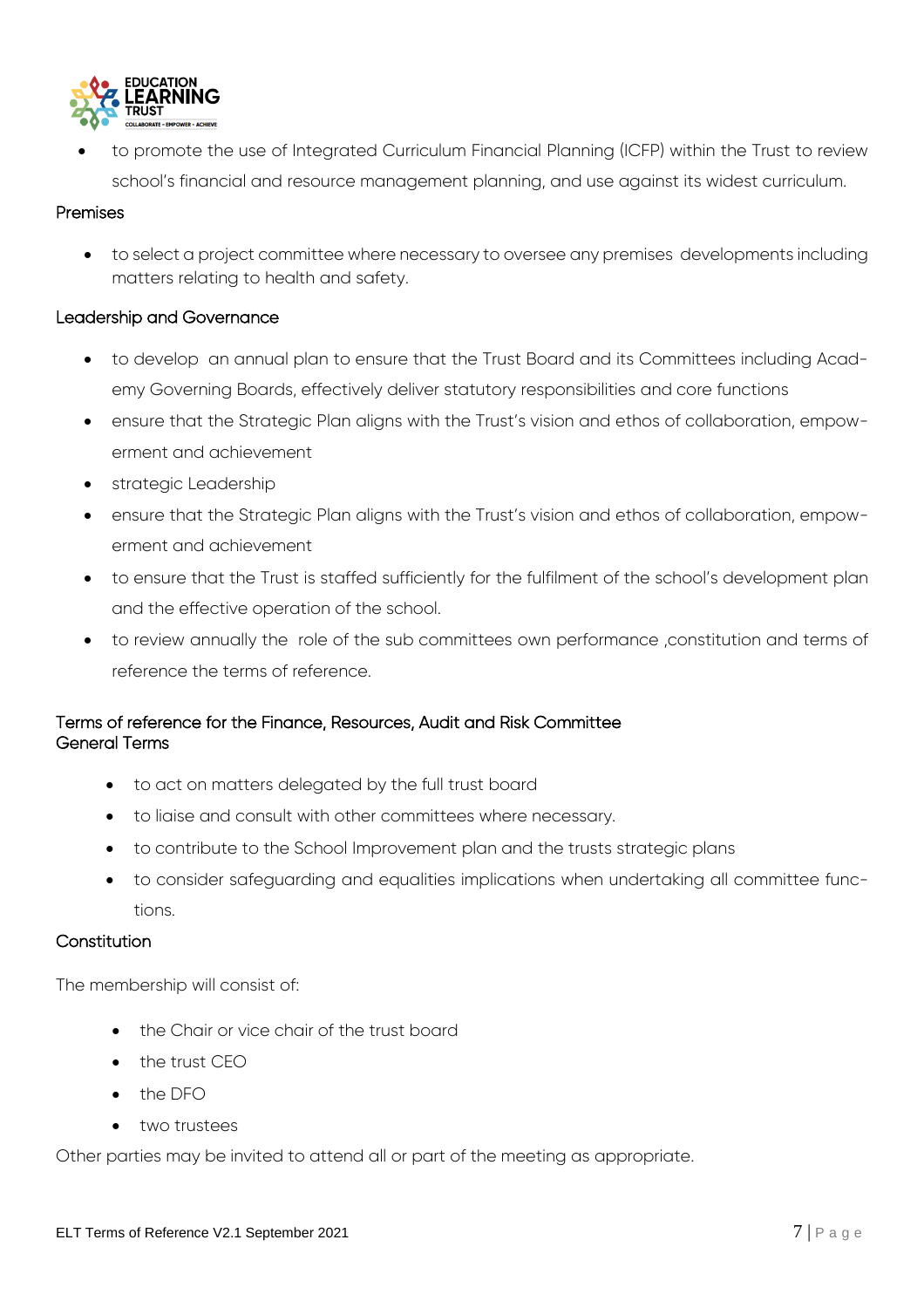- to promote the use of Integrated Curriculum Financial Planning (ICFP) within the Trust to review school's financial and resource management planning, and use against its widest curriculum.

Premises

- to select a project committee where necessary to oversee any premises developments including matters relating to health and safety.

Leadership and Governance

- to develop an annual plan to ensure that the Trust Board and its Committees including Academy Governing Boards, effectively deliver statutory responsibilities and core functions
- ensure that the Strategic Plan aligns with the Trust's vision and ethos of collaboration, empowerment and achievement
- strategic Leadership
- ensure that the Strategic Plan aligns with the Trust's vision and ethos of collaboration, empowerment and achievement
- to ensure that the Trust is staffed sufficiently for the fulfilment of the school's development plan and the effective operation of the school.
- to review annually the role of the sub committees own performance ,constitution and terms of reference the terms of reference.

Terms of reference for the Finance, Resources, Audit and Risk Committee
General Terms

- to act on matters delegated by the full trust board
- to liaise and consult with other committees where necessary.
- to contribute to the School Improvement plan and the trusts strategic plans
- to consider safeguarding and equalities implications when undertaking all committee functions.

Constitution

The membership will consist of:

- the Chair or vice chair of the trust board
- the trust CEO
- the DFO
- two trustees

Other parties may be invited to attend all or part of the meeting as appropriate.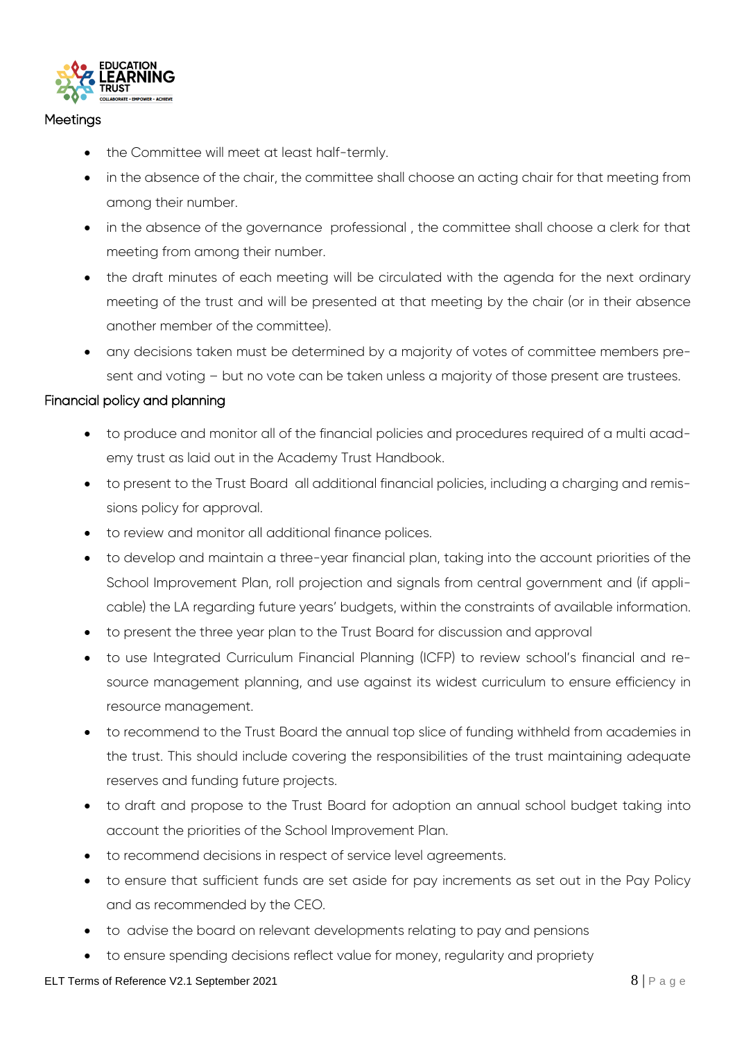## Meetings

- the Committee will meet at least half-termly.
- in the absence of the chair, the committee shall choose an acting chair for that meeting from among their number.
- in the absence of the governance professional , the committee shall choose a clerk for that meeting from among their number.
- the draft minutes of each meeting will be circulated with the agenda for the next ordinary meeting of the trust and will be presented at that meeting by the chair (or in their absence another member of the committee).
- any decisions taken must be determined by a majority of votes of committee members present and voting – but no vote can be taken unless a majority of those present are trustees.

## Financial policy and planning

- to produce and monitor all of the financial policies and procedures required of a multi academy trust as laid out in the Academy Trust Handbook.
- to present to the Trust Board all additional financial policies, including a charging and remissions policy for approval.
- to review and monitor all additional finance polices.
- to develop and maintain a three-year financial plan, taking into the account priorities of the School Improvement Plan, roll projection and signals from central government and (if applicable) the LA regarding future years' budgets, within the constraints of available information.
- to present the three year plan to the Trust Board for discussion and approval
- to use Integrated Curriculum Financial Planning (ICFP) to review school's financial and resource management planning, and use against its widest curriculum to ensure efficiency in resource management.
- to recommend to the Trust Board the annual top slice of funding withheld from academies in the trust. This should include covering the responsibilities of the trust maintaining adequate reserves and funding future projects.
- to draft and propose to the Trust Board for adoption an annual school budget taking into account the priorities of the School Improvement Plan.
- to recommend decisions in respect of service level agreements.
- to ensure that sufficient funds are set aside for pay increments as set out in the Pay Policy and as recommended by the CEO.
- to advise the board on relevant developments relating to pay and pensions
- to ensure spending decisions reflect value for money, regularity and propriety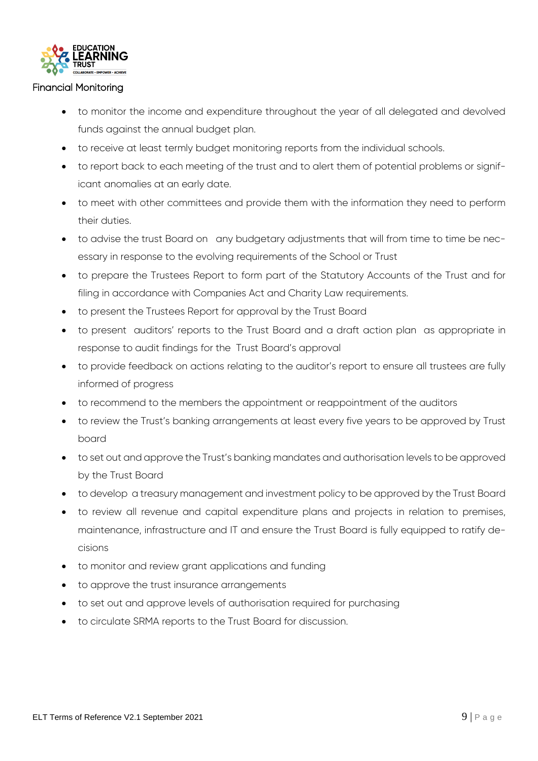## Financial Monitoring

- to monitor the income and expenditure throughout the year of all delegated and devolved funds against the annual budget plan.
- to receive at least termly budget monitoring reports from the individual schools.
- to report back to each meeting of the trust and to alert them of potential problems or significant anomalies at an early date.
- to meet with other committees and provide them with the information they need to perform their duties.
- to advise the trust Board on any budgetary adjustments that will from time to time be necessary in response to the evolving requirements of the School or Trust
- to prepare the Trustees Report to form part of the Statutory Accounts of the Trust and for filing in accordance with Companies Act and Charity Law requirements.
- to present the Trustees Report for approval by the Trust Board
- to present auditors' reports to the Trust Board and a draft action plan as appropriate in response to audit findings for the Trust Board's approval
- to provide feedback on actions relating to the auditor's report to ensure all trustees are fully informed of progress
- to recommend to the members the appointment or reappointment of the auditors
- to review the Trust's banking arrangements at least every five years to be approved by Trust board
- to set out and approve the Trust's banking mandates and authorisation levels to be approved by the Trust Board
- to develop a treasury management and investment policy to be approved by the Trust Board
- to review all revenue and capital expenditure plans and projects in relation to premises, maintenance, infrastructure and IT and ensure the Trust Board is fully equipped to ratify decisions
- to monitor and review grant applications and funding
- to approve the trust insurance arrangements
- to set out and approve levels of authorisation required for purchasing
- to circulate SRMA reports to the Trust Board for discussion.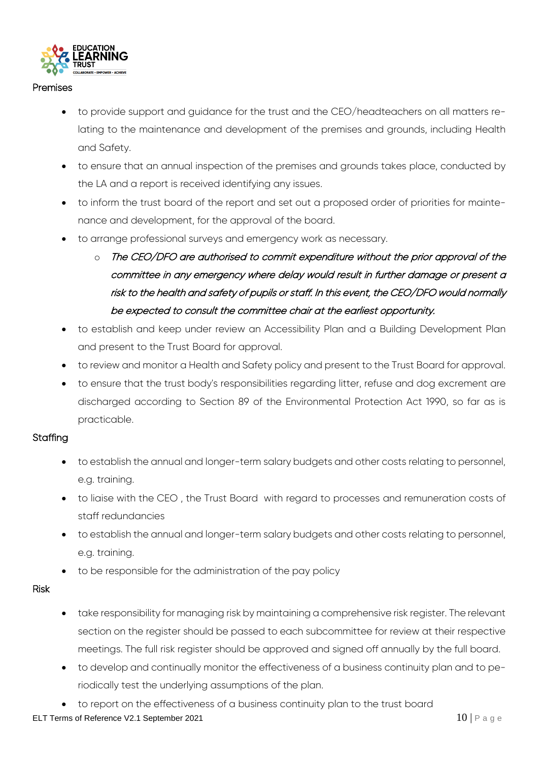Premises

- to provide support and guidance for the trust and the CEO/headteachers on all matters relating to the maintenance and development of the premises and grounds, including Health and Safety.
- to ensure that an annual inspection of the premises and grounds takes place, conducted by the LA and a report is received identifying any issues.
- to inform the trust board of the report and set out a proposed order of priorities for maintenance and development, for the approval of the board.
- to arrange professional surveys and emergency work as necessary.
  - *The CEO/DFO are authorised to commit expenditure without the prior approval of the committee in any emergency where delay would result in further damage or present a risk to the health and safety of pupils or staff. In this event, the CEO/DFO would normally be expected to consult the committee chair at the earliest opportunity.*
- to establish and keep under review an Accessibility Plan and a Building Development Plan and present to the Trust Board for approval.
- to review and monitor a Health and Safety policy and present to the Trust Board for approval.
- to ensure that the trust body's responsibilities regarding litter, refuse and dog excrement are discharged according to Section 89 of the Environmental Protection Act 1990, so far as is practicable.

Staffing

- to establish the annual and longer-term salary budgets and other costs relating to personnel, e.g. training.
- to liaise with the CEO , the Trust Board with regard to processes and remuneration costs of staff redundancies
- to establish the annual and longer-term salary budgets and other costs relating to personnel, e.g. training.
- to be responsible for the administration of the pay policy

Risk

- take responsibility for managing risk by maintaining a comprehensive risk register. The relevant section on the register should be passed to each subcommittee for review at their respective meetings. The full risk register should be approved and signed off annually by the full board.
- to develop and continually monitor the effectiveness of a business continuity plan and to periodically test the underlying assumptions of the plan.
- to report on the effectiveness of a business continuity plan to the trust board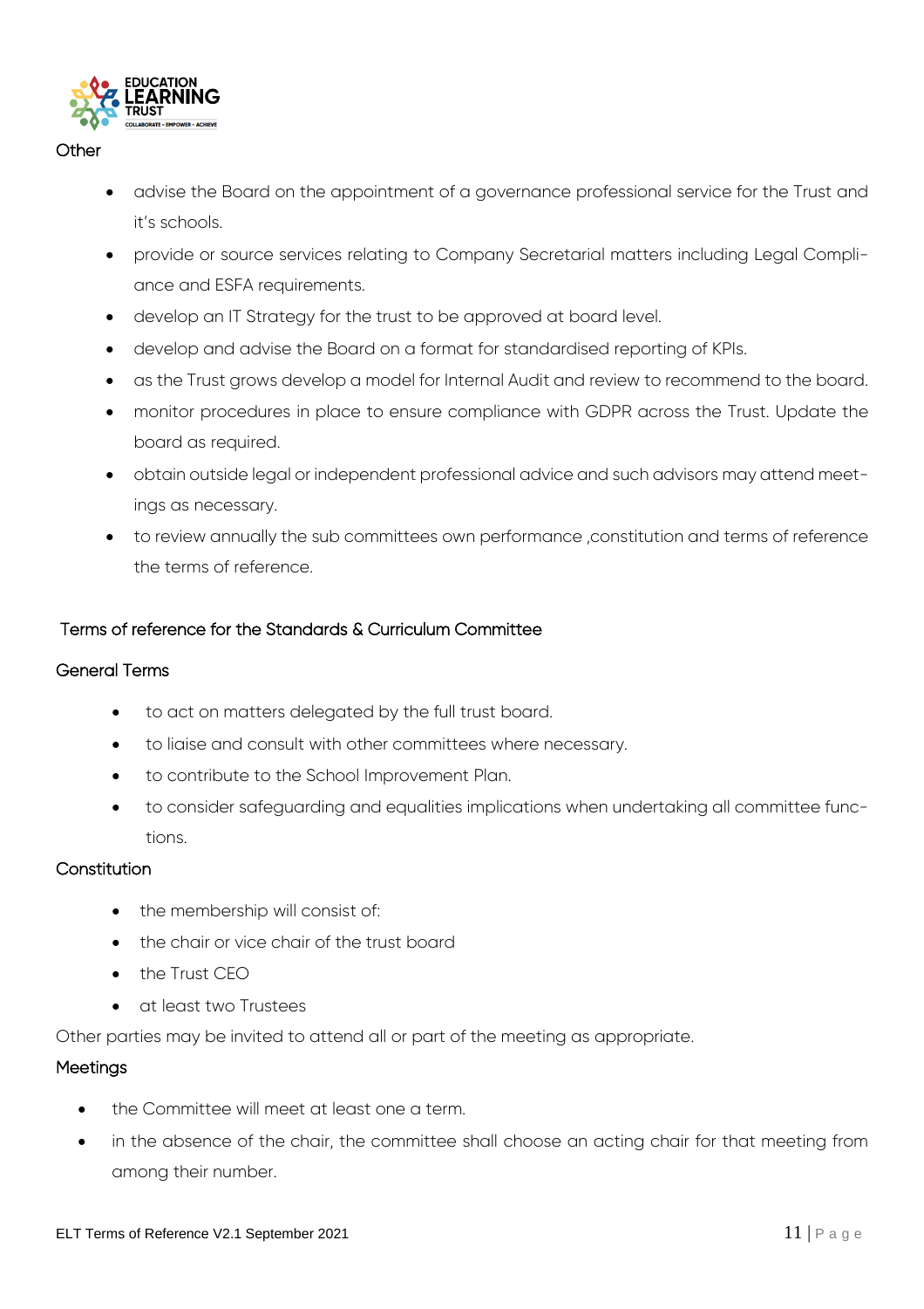Other

- advise the Board on the appointment of a governance professional service for the Trust and it's schools.
- provide or source services relating to Company Secretarial matters including Legal Compliance and ESFA requirements.
- develop an IT Strategy for the trust to be approved at board level.
- develop and advise the Board on a format for standardised reporting of KPIs.
- as the Trust grows develop a model for Internal Audit and review to recommend to the board.
- monitor procedures in place to ensure compliance with GDPR across the Trust. Update the board as required.
- obtain outside legal or independent professional advice and such advisors may attend meetings as necessary.
- to review annually the sub committees own performance ,constitution and terms of reference the terms of reference.

## Terms of reference for the Standards & Curriculum Committee

### General Terms

- to act on matters delegated by the full trust board.
- to liaise and consult with other committees where necessary.
- to contribute to the School Improvement Plan.
- to consider safeguarding and equalities implications when undertaking all committee functions.

### Constitution

- the membership will consist of:
- the chair or vice chair of the trust board
- the Trust CEO
- at least two Trustees

Other parties may be invited to attend all or part of the meeting as appropriate.

### Meetings

- the Committee will meet at least one a term.
- in the absence of the chair, the committee shall choose an acting chair for that meeting from among their number.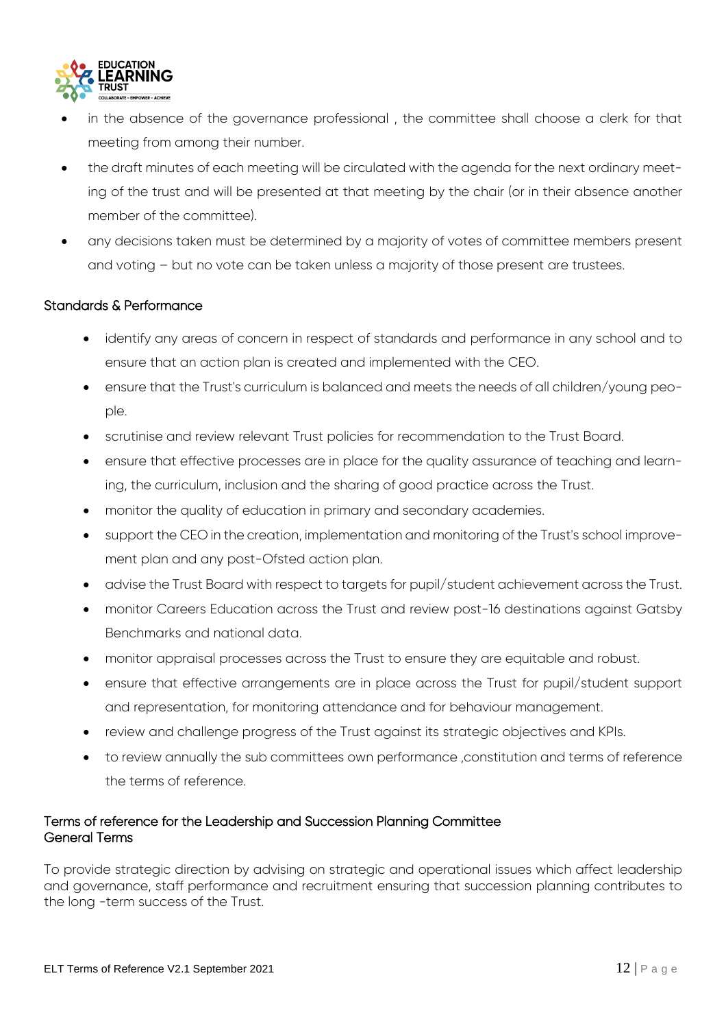- in the absence of the governance professional , the committee shall choose a clerk for that meeting from among their number.
- the draft minutes of each meeting will be circulated with the agenda for the next ordinary meeting of the trust and will be presented at that meeting by the chair (or in their absence another member of the committee).
- any decisions taken must be determined by a majority of votes of committee members present and voting – but no vote can be taken unless a majority of those present are trustees.

### Standards & Performance

- identify any areas of concern in respect of standards and performance in any school and to ensure that an action plan is created and implemented with the CEO.
- ensure that the Trust's curriculum is balanced and meets the needs of all children/young people.
- scrutinise and review relevant Trust policies for recommendation to the Trust Board.
- ensure that effective processes are in place for the quality assurance of teaching and learning, the curriculum, inclusion and the sharing of good practice across the Trust.
- monitor the quality of education in primary and secondary academies.
- support the CEO in the creation, implementation and monitoring of the Trust's school improvement plan and any post-Ofsted action plan.
- advise the Trust Board with respect to targets for pupil/student achievement across the Trust.
- monitor Careers Education across the Trust and review post-16 destinations against Gatsby Benchmarks and national data.
- monitor appraisal processes across the Trust to ensure they are equitable and robust.
- ensure that effective arrangements are in place across the Trust for pupil/student support and representation, for monitoring attendance and for behaviour management.
- review and challenge progress of the Trust against its strategic objectives and KPIs.
- to review annually the sub committees own performance ,constitution and terms of reference the terms of reference.

### Terms of reference for the Leadership and Succession Planning Committee
### General Terms

To provide strategic direction by advising on strategic and operational issues which affect leadership and governance, staff performance and recruitment ensuring that succession planning contributes to the long -term success of the Trust.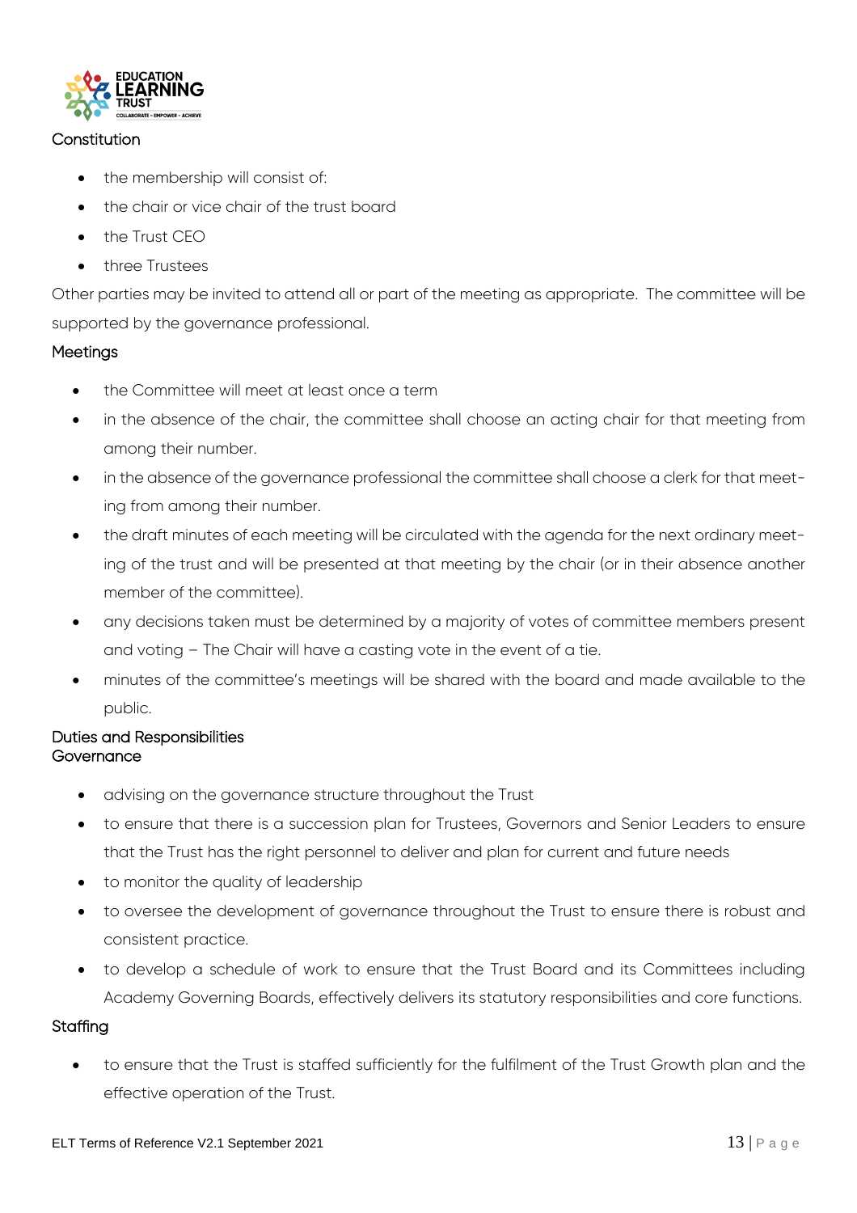### Constitution

- the membership will consist of:
- the chair or vice chair of the trust board
- the Trust CEO
- three Trustees

Other parties may be invited to attend all or part of the meeting as appropriate. The committee will be supported by the governance professional.

### Meetings

- the Committee will meet at least once a term
- in the absence of the chair, the committee shall choose an acting chair for that meeting from among their number.
- in the absence of the governance professional the committee shall choose a clerk for that meeting from among their number.
- the draft minutes of each meeting will be circulated with the agenda for the next ordinary meeting of the trust and will be presented at that meeting by the chair (or in their absence another member of the committee).
- any decisions taken must be determined by a majority of votes of committee members present and voting – The Chair will have a casting vote in the event of a tie.
- minutes of the committee's meetings will be shared with the board and made available to the public.

### Duties and Responsibilities

#### Governance

- advising on the governance structure throughout the Trust
- to ensure that there is a succession plan for Trustees, Governors and Senior Leaders to ensure that the Trust has the right personnel to deliver and plan for current and future needs
- to monitor the quality of leadership
- to oversee the development of governance throughout the Trust to ensure there is robust and consistent practice.
- to develop a schedule of work to ensure that the Trust Board and its Committees including Academy Governing Boards, effectively delivers its statutory responsibilities and core functions.

#### Staffing

- to ensure that the Trust is staffed sufficiently for the fulfilment of the Trust Growth plan and the effective operation of the Trust.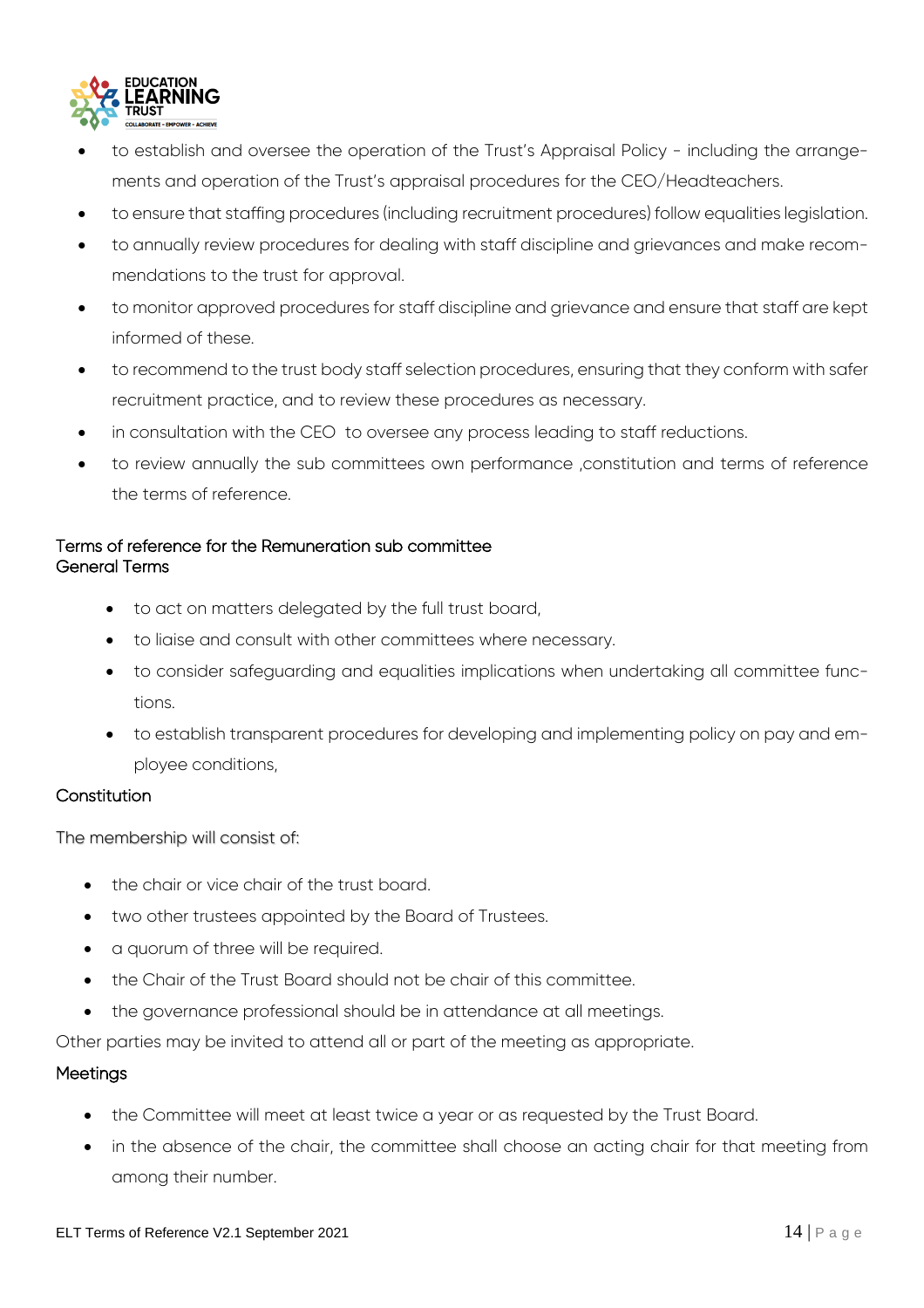- to establish and oversee the operation of the Trust's Appraisal Policy - including the arrangements and operation of the Trust's appraisal procedures for the CEO/Headteachers.
- to ensure that staffing procedures (including recruitment procedures) follow equalities legislation.
- to annually review procedures for dealing with staff discipline and grievances and make recommendations to the trust for approval.
- to monitor approved procedures for staff discipline and grievance and ensure that staff are kept informed of these.
- to recommend to the trust body staff selection procedures, ensuring that they conform with safer recruitment practice, and to review these procedures as necessary.
- in consultation with the CEO to oversee any process leading to staff reductions.
- to review annually the sub committees own performance ,constitution and terms of reference the terms of reference.

## Terms of reference for the Remuneration sub committee

### General Terms

- to act on matters delegated by the full trust board,
- to liaise and consult with other committees where necessary.
- to consider safeguarding and equalities implications when undertaking all committee functions.
- to establish transparent procedures for developing and implementing policy on pay and employee conditions,

### Constitution

The membership will consist of:

- the chair or vice chair of the trust board.
- two other trustees appointed by the Board of Trustees.
- a quorum of three will be required.
- the Chair of the Trust Board should not be chair of this committee.
- the governance professional should be in attendance at all meetings.

Other parties may be invited to attend all or part of the meeting as appropriate.

### Meetings

- the Committee will meet at least twice a year or as requested by the Trust Board.
- in the absence of the chair, the committee shall choose an acting chair for that meeting from among their number.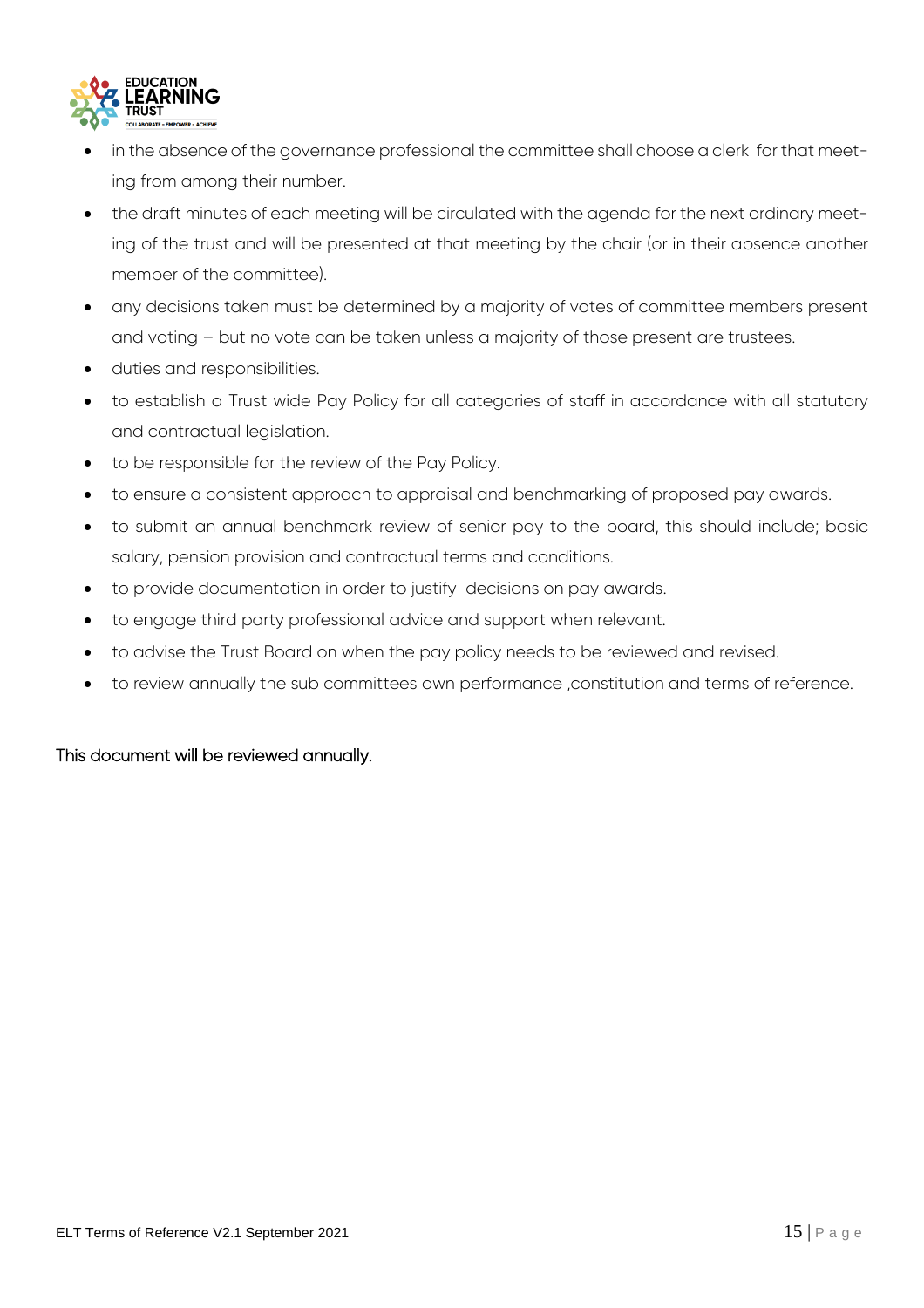- in the absence of the governance professional the committee shall choose a clerk for that meeting from among their number.
- the draft minutes of each meeting will be circulated with the agenda for the next ordinary meeting of the trust and will be presented at that meeting by the chair (or in their absence another member of the committee).
- any decisions taken must be determined by a majority of votes of committee members present and voting – but no vote can be taken unless a majority of those present are trustees.
- duties and responsibilities.
- to establish a Trust wide Pay Policy for all categories of staff in accordance with all statutory and contractual legislation.
- to be responsible for the review of the Pay Policy.
- to ensure a consistent approach to appraisal and benchmarking of proposed pay awards.
- to submit an annual benchmark review of senior pay to the board, this should include; basic salary, pension provision and contractual terms and conditions.
- to provide documentation in order to justify decisions on pay awards.
- to engage third party professional advice and support when relevant.
- to advise the Trust Board on when the pay policy needs to be reviewed and revised.
- to review annually the sub committees own performance ,constitution and terms of reference.

This document will be reviewed annually.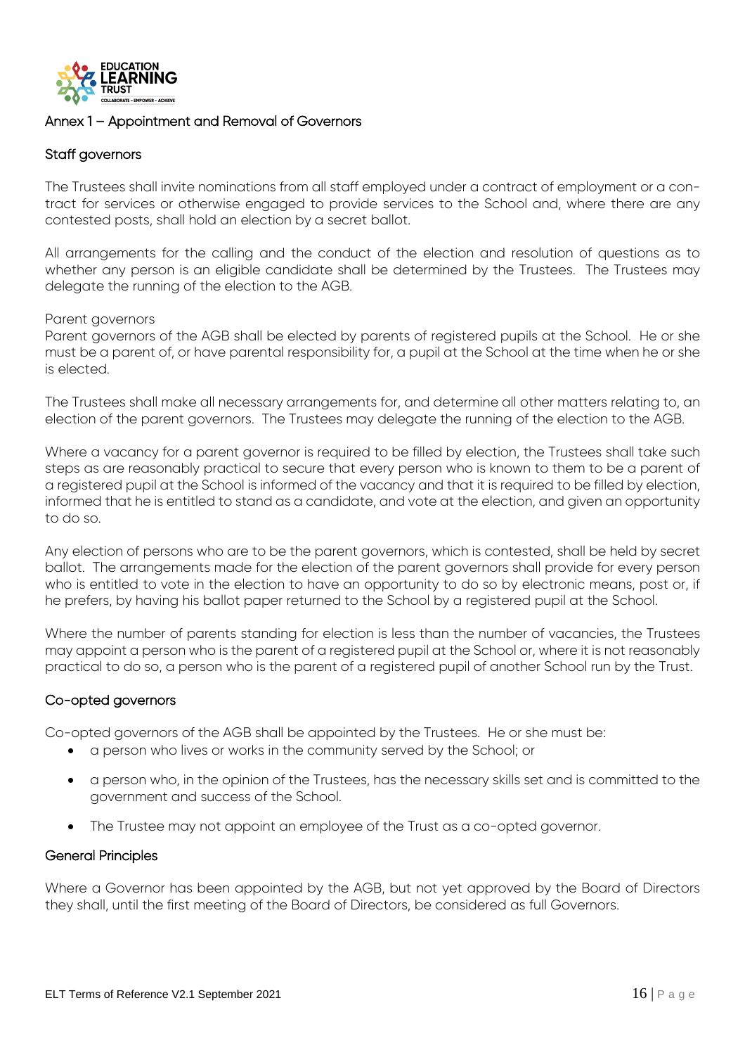## Annex 1 – Appointment and Removal of Governors

### Staff governors

The Trustees shall invite nominations from all staff employed under a contract of employment or a contract for services or otherwise engaged to provide services to the School and, where there are any contested posts, shall hold an election by a secret ballot.

All arrangements for the calling and the conduct of the election and resolution of questions as to whether any person is an eligible candidate shall be determined by the Trustees. The Trustees may delegate the running of the election to the AGB.

Parent governors
Parent governors of the AGB shall be elected by parents of registered pupils at the School. He or she must be a parent of, or have parental responsibility for, a pupil at the School at the time when he or she is elected.

The Trustees shall make all necessary arrangements for, and determine all other matters relating to, an election of the parent governors. The Trustees may delegate the running of the election to the AGB.

Where a vacancy for a parent governor is required to be filled by election, the Trustees shall take such steps as are reasonably practical to secure that every person who is known to them to be a parent of a registered pupil at the School is informed of the vacancy and that it is required to be filled by election, informed that he is entitled to stand as a candidate, and vote at the election, and given an opportunity to do so.

Any election of persons who are to be the parent governors, which is contested, shall be held by secret ballot. The arrangements made for the election of the parent governors shall provide for every person who is entitled to vote in the election to have an opportunity to do so by electronic means, post or, if he prefers, by having his ballot paper returned to the School by a registered pupil at the School.

Where the number of parents standing for election is less than the number of vacancies, the Trustees may appoint a person who is the parent of a registered pupil at the School or, where it is not reasonably practical to do so, a person who is the parent of a registered pupil of another School run by the Trust.

### Co-opted governors

Co-opted governors of the AGB shall be appointed by the Trustees. He or she must be:

- a person who lives or works in the community served by the School; or
- a person who, in the opinion of the Trustees, has the necessary skills set and is committed to the government and success of the School.
- The Trustee may not appoint an employee of the Trust as a co-opted governor.

### General Principles

Where a Governor has been appointed by the AGB, but not yet approved by the Board of Directors they shall, until the first meeting of the Board of Directors, be considered as full Governors.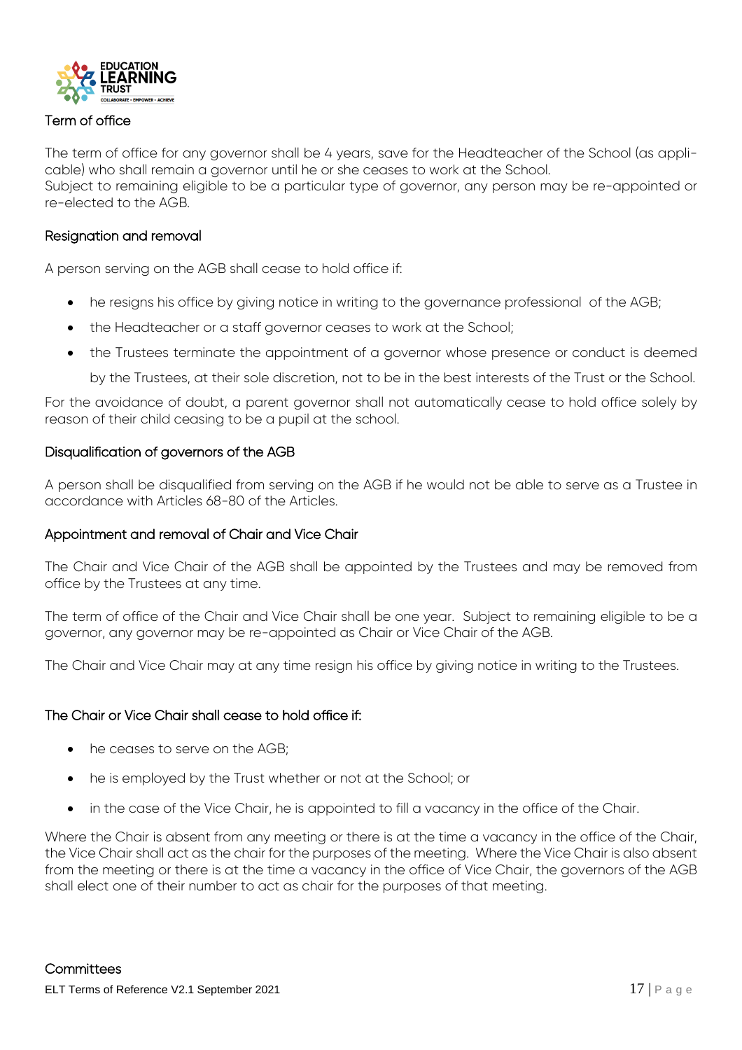### Term of office

The term of office for any governor shall be 4 years, save for the Headteacher of the School (as applicable) who shall remain a governor until he or she ceases to work at the School.
Subject to remaining eligible to be a particular type of governor, any person may be re-appointed or re-elected to the AGB.

### Resignation and removal

A person serving on the AGB shall cease to hold office if:

- he resigns his office by giving notice in writing to the governance professional of the AGB;
- the Headteacher or a staff governor ceases to work at the School;
- the Trustees terminate the appointment of a governor whose presence or conduct is deemed by the Trustees, at their sole discretion, not to be in the best interests of the Trust or the School.

For the avoidance of doubt, a parent governor shall not automatically cease to hold office solely by reason of their child ceasing to be a pupil at the school.

### Disqualification of governors of the AGB

A person shall be disqualified from serving on the AGB if he would not be able to serve as a Trustee in accordance with Articles 68-80 of the Articles.

### Appointment and removal of Chair and Vice Chair

The Chair and Vice Chair of the AGB shall be appointed by the Trustees and may be removed from office by the Trustees at any time.

The term of office of the Chair and Vice Chair shall be one year. Subject to remaining eligible to be a governor, any governor may be re-appointed as Chair or Vice Chair of the AGB.

The Chair and Vice Chair may at any time resign his office by giving notice in writing to the Trustees.

### The Chair or Vice Chair shall cease to hold office if:

- he ceases to serve on the AGB;
- he is employed by the Trust whether or not at the School; or
- in the case of the Vice Chair, he is appointed to fill a vacancy in the office of the Chair.

Where the Chair is absent from any meeting or there is at the time a vacancy in the office of the Chair, the Vice Chair shall act as the chair for the purposes of the meeting. Where the Vice Chair is also absent from the meeting or there is at the time a vacancy in the office of Vice Chair, the governors of the AGB shall elect one of their number to act as chair for the purposes of that meeting.

### Committees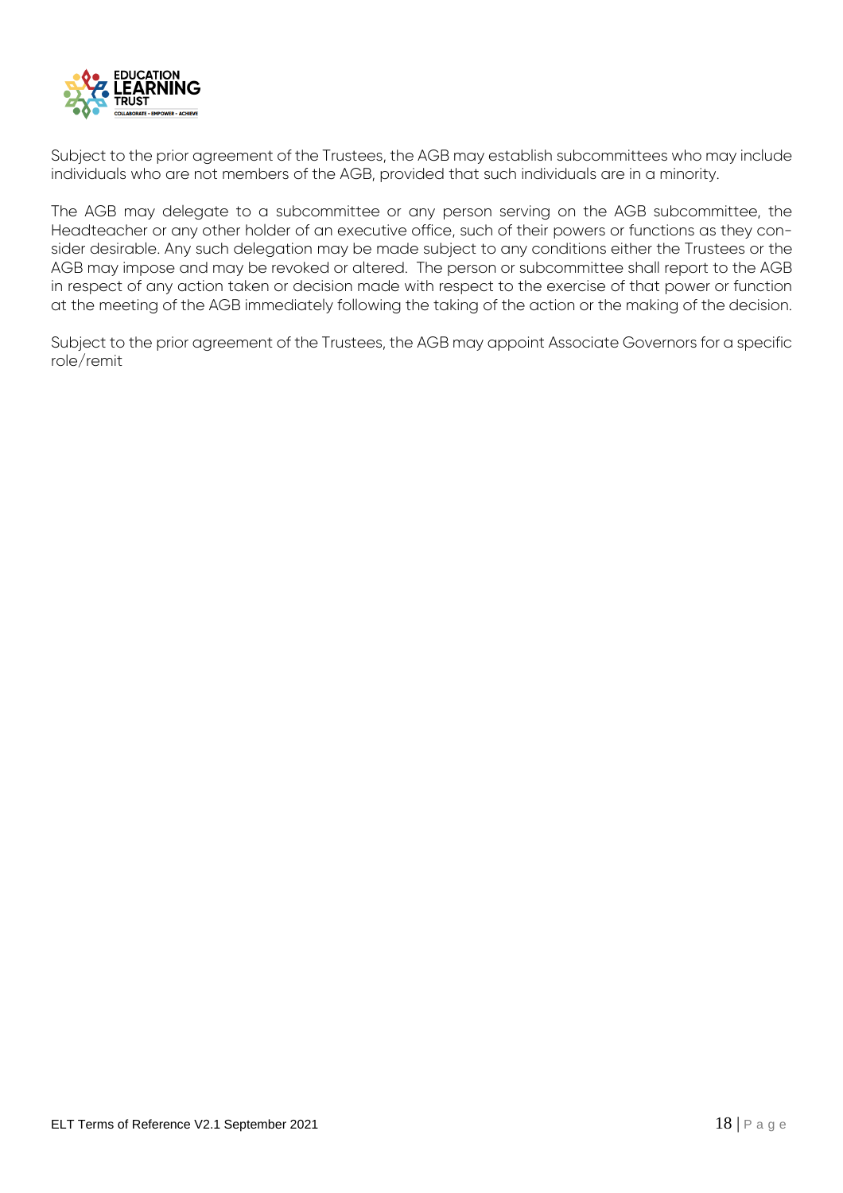Subject to the prior agreement of the Trustees, the AGB may establish subcommittees who may include individuals who are not members of the AGB, provided that such individuals are in a minority.

The AGB may delegate to a subcommittee or any person serving on the AGB subcommittee, the Headteacher or any other holder of an executive office, such of their powers or functions as they consider desirable. Any such delegation may be made subject to any conditions either the Trustees or the AGB may impose and may be revoked or altered. The person or subcommittee shall report to the AGB in respect of any action taken or decision made with respect to the exercise of that power or function at the meeting of the AGB immediately following the taking of the action or the making of the decision.

Subject to the prior agreement of the Trustees, the AGB may appoint Associate Governors for a specific role/remit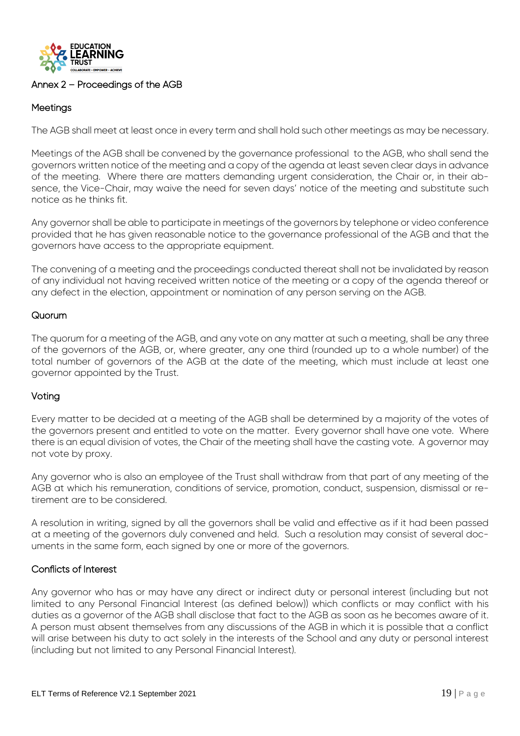## Annex 2 – Proceedings of the AGB

### Meetings

The AGB shall meet at least once in every term and shall hold such other meetings as may be necessary.

Meetings of the AGB shall be convened by the governance professional to the AGB, who shall send the governors written notice of the meeting and a copy of the agenda at least seven clear days in advance of the meeting. Where there are matters demanding urgent consideration, the Chair or, in their absence, the Vice-Chair, may waive the need for seven days' notice of the meeting and substitute such notice as he thinks fit.

Any governor shall be able to participate in meetings of the governors by telephone or video conference provided that he has given reasonable notice to the governance professional of the AGB and that the governors have access to the appropriate equipment.

The convening of a meeting and the proceedings conducted thereat shall not be invalidated by reason of any individual not having received written notice of the meeting or a copy of the agenda thereof or any defect in the election, appointment or nomination of any person serving on the AGB.

### Quorum

The quorum for a meeting of the AGB, and any vote on any matter at such a meeting, shall be any three of the governors of the AGB, or, where greater, any one third (rounded up to a whole number) of the total number of governors of the AGB at the date of the meeting, which must include at least one governor appointed by the Trust.

### Voting

Every matter to be decided at a meeting of the AGB shall be determined by a majority of the votes of the governors present and entitled to vote on the matter. Every governor shall have one vote. Where there is an equal division of votes, the Chair of the meeting shall have the casting vote. A governor may not vote by proxy.

Any governor who is also an employee of the Trust shall withdraw from that part of any meeting of the AGB at which his remuneration, conditions of service, promotion, conduct, suspension, dismissal or retirement are to be considered.

A resolution in writing, signed by all the governors shall be valid and effective as if it had been passed at a meeting of the governors duly convened and held. Such a resolution may consist of several documents in the same form, each signed by one or more of the governors.

### Conflicts of Interest

Any governor who has or may have any direct or indirect duty or personal interest (including but not limited to any Personal Financial Interest (as defined below)) which conflicts or may conflict with his duties as a governor of the AGB shall disclose that fact to the AGB as soon as he becomes aware of it. A person must absent themselves from any discussions of the AGB in which it is possible that a conflict will arise between his duty to act solely in the interests of the School and any duty or personal interest (including but not limited to any Personal Financial Interest).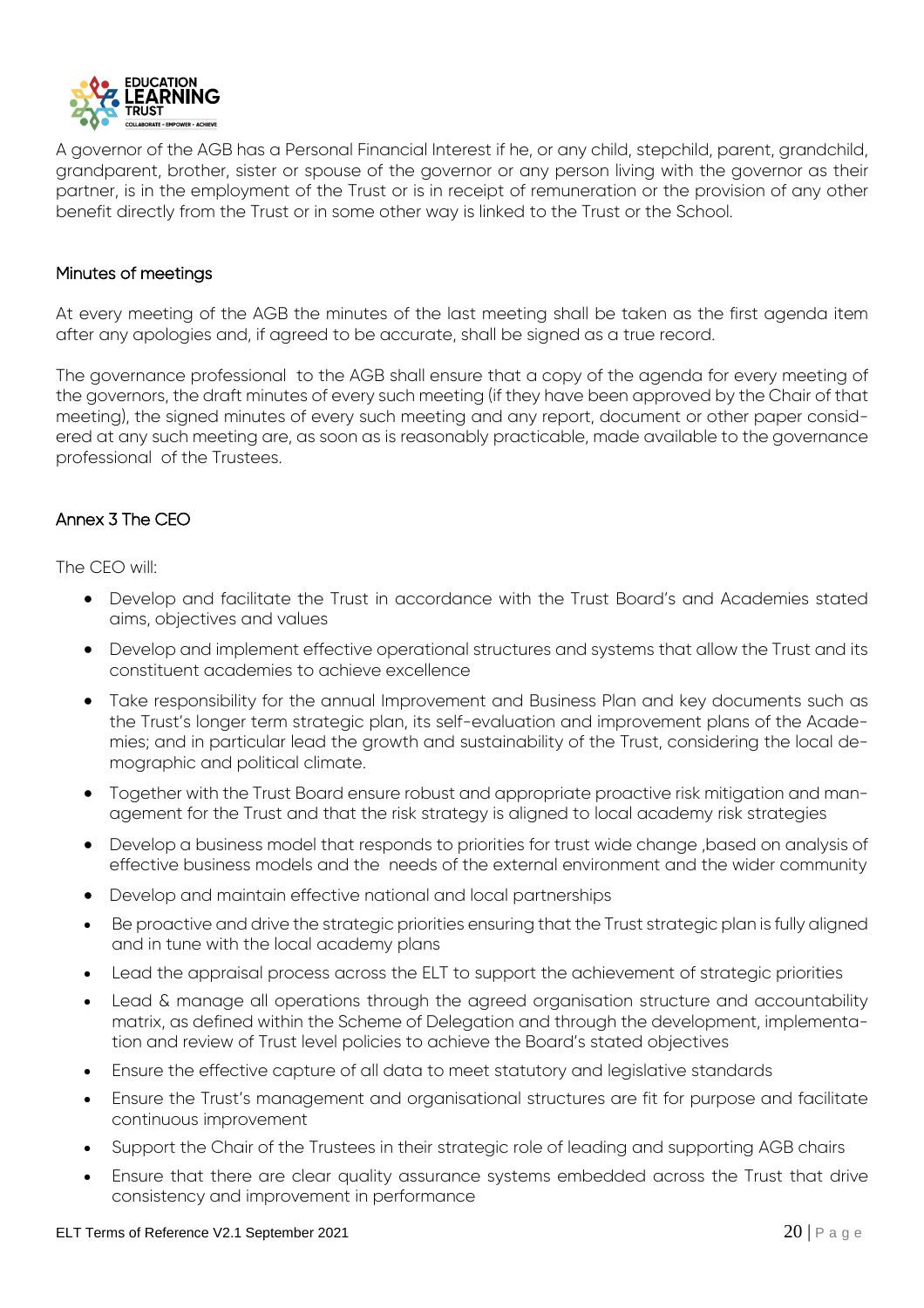A governor of the AGB has a Personal Financial Interest if he, or any child, stepchild, parent, grandchild, grandparent, brother, sister or spouse of the governor or any person living with the governor as their partner, is in the employment of the Trust or is in receipt of remuneration or the provision of any other benefit directly from the Trust or in some other way is linked to the Trust or the School.

## Minutes of meetings

At every meeting of the AGB the minutes of the last meeting shall be taken as the first agenda item after any apologies and, if agreed to be accurate, shall be signed as a true record.

The governance professional to the AGB shall ensure that a copy of the agenda for every meeting of the governors, the draft minutes of every such meeting (if they have been approved by the Chair of that meeting), the signed minutes of every such meeting and any report, document or other paper considered at any such meeting are, as soon as is reasonably practicable, made available to the governance professional of the Trustees.

## Annex 3 The CEO

The CEO will:

- Develop and facilitate the Trust in accordance with the Trust Board's and Academies stated aims, objectives and values
- Develop and implement effective operational structures and systems that allow the Trust and its constituent academies to achieve excellence
- Take responsibility for the annual Improvement and Business Plan and key documents such as the Trust's longer term strategic plan, its self-evaluation and improvement plans of the Academies; and in particular lead the growth and sustainability of the Trust, considering the local demographic and political climate.
- Together with the Trust Board ensure robust and appropriate proactive risk mitigation and management for the Trust and that the risk strategy is aligned to local academy risk strategies
- Develop a business model that responds to priorities for trust wide change ,based on analysis of effective business models and the needs of the external environment and the wider community
- Develop and maintain effective national and local partnerships
- Be proactive and drive the strategic priorities ensuring that the Trust strategic plan is fully aligned and in tune with the local academy plans
- Lead the appraisal process across the ELT to support the achievement of strategic priorities
- Lead & manage all operations through the agreed organisation structure and accountability matrix, as defined within the Scheme of Delegation and through the development, implementation and review of Trust level policies to achieve the Board's stated objectives
- Ensure the effective capture of all data to meet statutory and legislative standards
- Ensure the Trust's management and organisational structures are fit for purpose and facilitate continuous improvement
- Support the Chair of the Trustees in their strategic role of leading and supporting AGB chairs
- Ensure that there are clear quality assurance systems embedded across the Trust that drive consistency and improvement in performance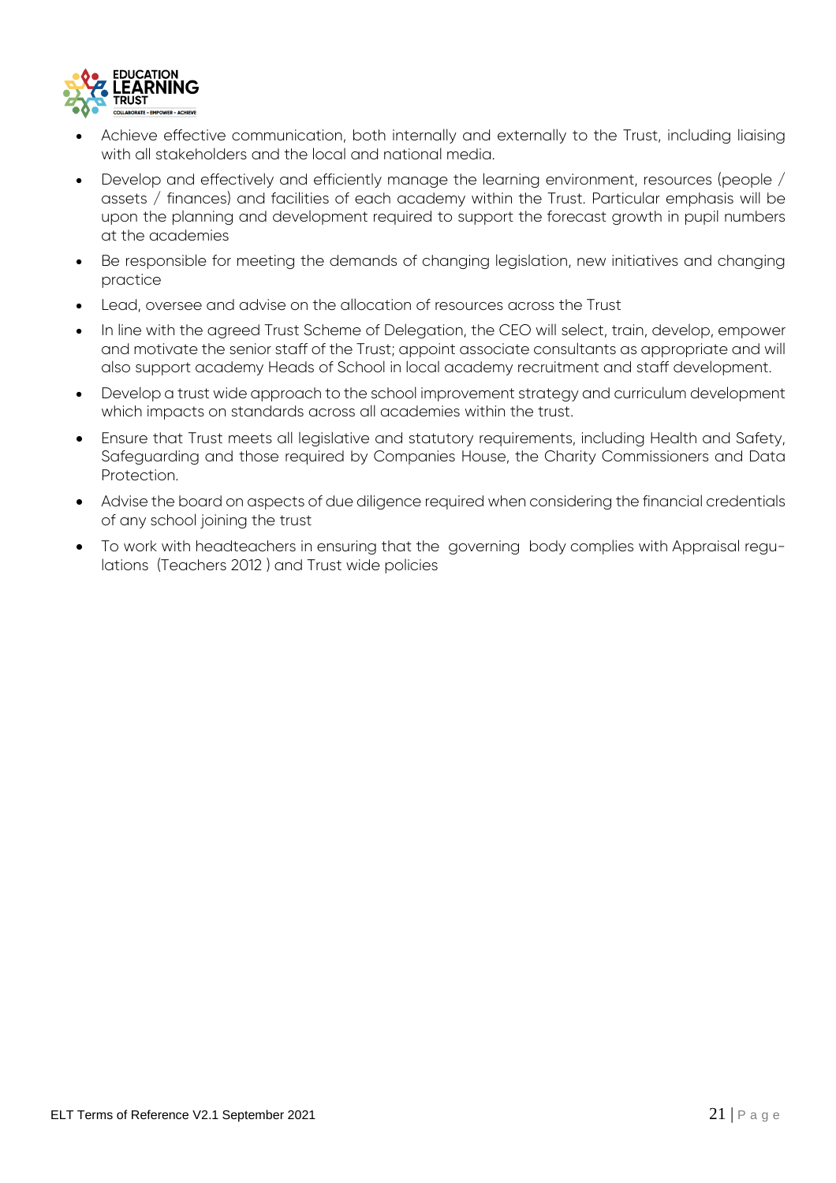- Achieve effective communication, both internally and externally to the Trust, including liaising with all stakeholders and the local and national media.
- Develop and effectively and efficiently manage the learning environment, resources (people / assets / finances) and facilities of each academy within the Trust. Particular emphasis will be upon the planning and development required to support the forecast growth in pupil numbers at the academies
- Be responsible for meeting the demands of changing legislation, new initiatives and changing practice
- Lead, oversee and advise on the allocation of resources across the Trust
- In line with the agreed Trust Scheme of Delegation, the CEO will select, train, develop, empower and motivate the senior staff of the Trust; appoint associate consultants as appropriate and will also support academy Heads of School in local academy recruitment and staff development.
- Develop a trust wide approach to the school improvement strategy and curriculum development which impacts on standards across all academies within the trust.
- Ensure that Trust meets all legislative and statutory requirements, including Health and Safety, Safeguarding and those required by Companies House, the Charity Commissioners and Data Protection.
- Advise the board on aspects of due diligence required when considering the financial credentials of any school joining the trust
- To work with headteachers in ensuring that the governing body complies with Appraisal regulations (Teachers 2012 ) and Trust wide policies